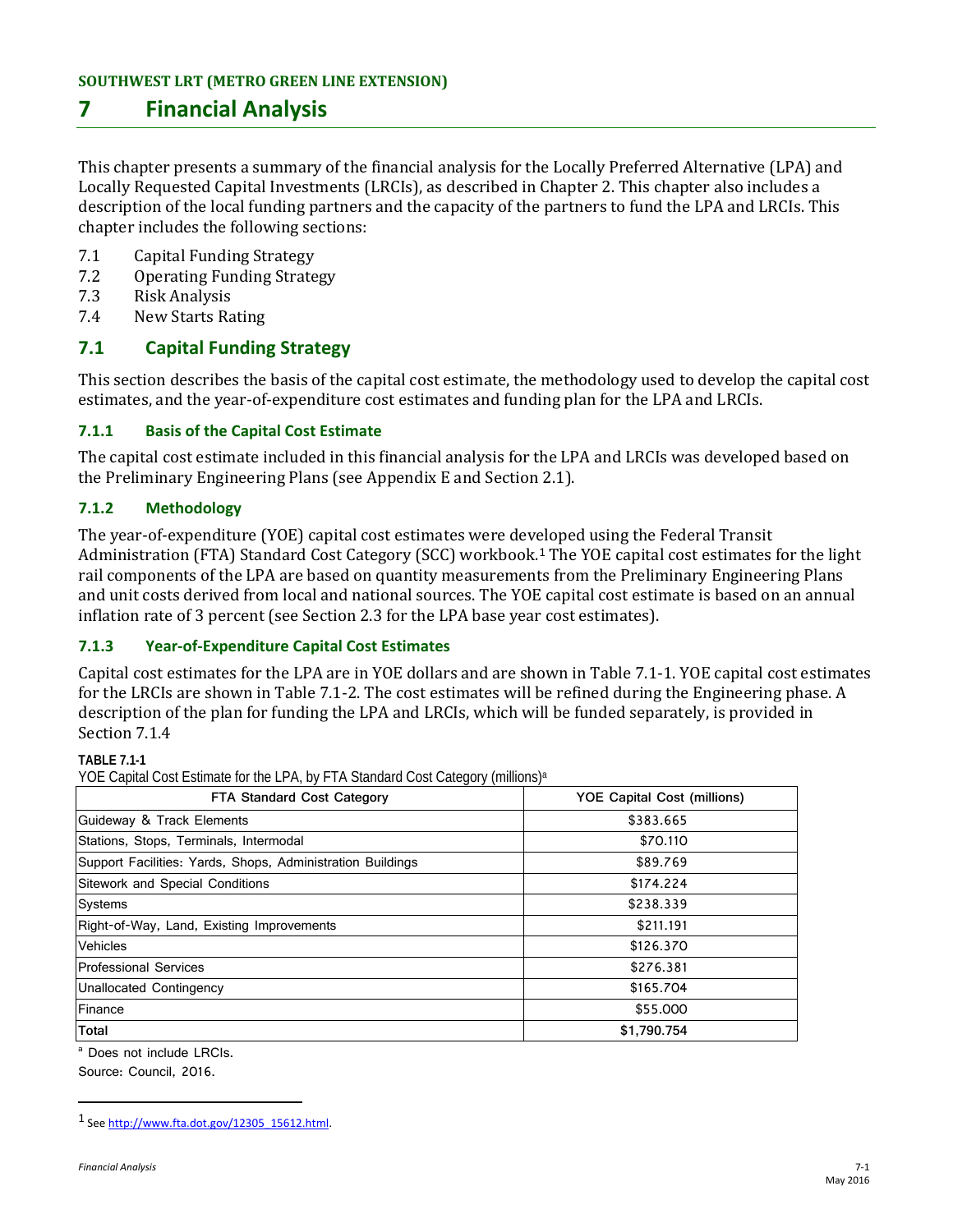# 7 Financial Analysis

This chapter presents a summary of the financial analysis for the Locally Preferred Alternative (LPA) and Locally Requested Capital Investments (LRCIs), as described in Chapter 2. This chapter also includes a description of the local funding partners and the capacity of the partners to fund the LPA and LRCIs. This chapter includes the following sections:

7.1 Capital Funding Strategy
7.2 Operating Funding Strategy
7.3 Risk Analysis
7.4 New Starts Rating

## 7.1 Capital Funding Strategy

This section describes the basis of the capital cost estimate, the methodology used to develop the capital cost estimates, and the year-of-expenditure cost estimates and funding plan for the LPA and LRCIs.

### 7.1.1 Basis of the Capital Cost Estimate

The capital cost estimate included in this financial analysis for the LPA and LRCIs was developed based on the Preliminary Engineering Plans (see Appendix E and Section 2.1).

### 7.1.2 Methodology

The year-of-expenditure (YOE) capital cost estimates were developed using the Federal Transit Administration (FTA) Standard Cost Category (SCC) workbook.[1] The YOE capital cost estimates for the light rail components of the LPA are based on quantity measurements from the Preliminary Engineering Plans and unit costs derived from local and national sources. The YOE capital cost estimate is based on an annual inflation rate of 3 percent (see Section 2.3 for the LPA base year cost estimates).

### 7.1.3 Year-of-Expenditure Capital Cost Estimates

Capital cost estimates for the LPA are in YOE dollars and are shown in Table 7.1-1. YOE capital cost estimates for the LRCIs are shown in Table 7.1-2. The cost estimates will be refined during the Engineering phase. A description of the plan for funding the LPA and LRCIs, which will be funded separately, is provided in Section 7.1.4

**TABLE 7.1-1**
YOE Capital Cost Estimate for the LPA, by FTA Standard Cost Category (millions)[a]

| FTA Standard Cost Category | YOE Capital Cost (millions) |
|---|---|
| Guideway & Track Elements | $383.665 |
| Stations, Stops, Terminals, Intermodal | $70.110 |
| Support Facilities: Yards, Shops, Administration Buildings | $89.769 |
| Sitework and Special Conditions | $174.224 |
| Systems | $238.339 |
| Right-of-Way, Land, Existing Improvements | $211.191 |
| Vehicles | $126.370 |
| Professional Services | $276.381 |
| Unallocated Contingency | $165.704 |
| Finance | $55.000 |
| **Total** | **$1,790.754** |

[a] Does not include LRCIs.
Source: Council, 2016.

[1] See http://www.fta.dot.gov/12305_15612.html.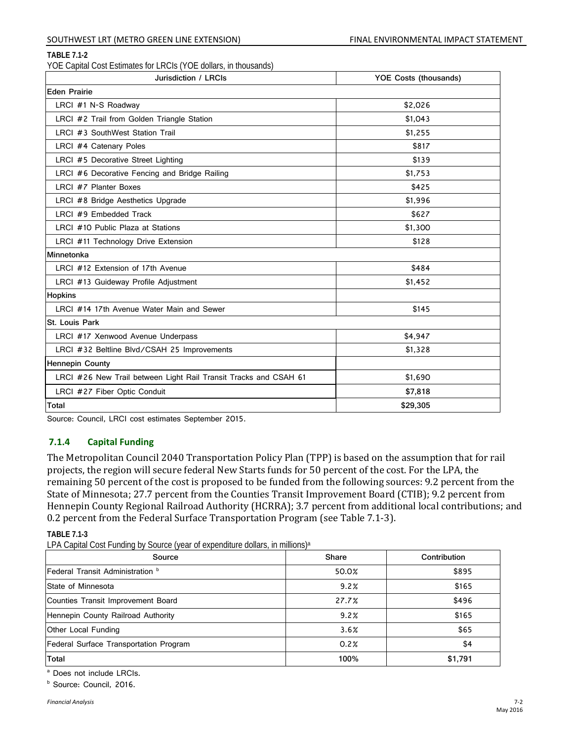**TABLE 7.1-2**

YOE Capital Cost Estimates for LRCIs (YOE dollars, in thousands)

| Jurisdiction / LRCIs | YOE Costs (thousands) |
|---|---|
| **Eden Prairie** | |
| LRCI #1 N-S Roadway | $2,026 |
| LRCI #2 Trail from Golden Triangle Station | $1,043 |
| LRCI #3 SouthWest Station Trail | $1,255 |
| LRCI #4 Catenary Poles | $817 |
| LRCI #5 Decorative Street Lighting | $139 |
| LRCI #6 Decorative Fencing and Bridge Railing | $1,753 |
| LRCI #7 Planter Boxes | $425 |
| LRCI #8 Bridge Aesthetics Upgrade | $1,996 |
| LRCI #9 Embedded Track | $627 |
| LRCI #10 Public Plaza at Stations | $1,300 |
| LRCI #11 Technology Drive Extension | $128 |
| **Minnetonka** | |
| LRCI #12 Extension of 17th Avenue | $484 |
| LRCI #13 Guideway Profile Adjustment | $1,452 |
| **Hopkins** | |
| LRCI #14 17th Avenue Water Main and Sewer | $145 |
| **St. Louis Park** | |
| LRCI #17 Xenwood Avenue Underpass | $4,947 |
| LRCI #32 Beltline Blvd/CSAH 25 Improvements | $1,328 |
| **Hennepin County** | |
| LRCI #26 New Trail between Light Rail Transit Tracks and CSAH 61 | $1,690 |
| LRCI #27 Fiber Optic Conduit | $7,818 |
| **Total** | **$29,305** |

Source: Council, LRCI cost estimates September 2015.

### 7.1.4 Capital Funding

The Metropolitan Council 2040 Transportation Policy Plan (TPP) is based on the assumption that for rail projects, the region will secure federal New Starts funds for 50 percent of the cost. For the LPA, the remaining 50 percent of the cost is proposed to be funded from the following sources: 9.2 percent from the State of Minnesota; 27.7 percent from the Counties Transit Improvement Board (CTIB); 9.2 percent from Hennepin County Regional Railroad Authority (HCRRA); 3.7 percent from additional local contributions; and 0.2 percent from the Federal Surface Transportation Program (see Table 7.1-3).

**TABLE 7.1-3**

LPA Capital Cost Funding by Source (year of expenditure dollars, in millions)[a]

| Source | Share | Contribution |
|---|---|---|
| Federal Transit Administration [b] | 50.0% | $895 |
| State of Minnesota | 9.2% | $165 |
| Counties Transit Improvement Board | 27.7% | $496 |
| Hennepin County Railroad Authority | 9.2% | $165 |
| Other Local Funding | 3.6% | $65 |
| Federal Surface Transportation Program | 0.2% | $4 |
| **Total** | **100%** | **$1,791** |

[a] Does not include LRCIs.

[b] Source: Council, 2016.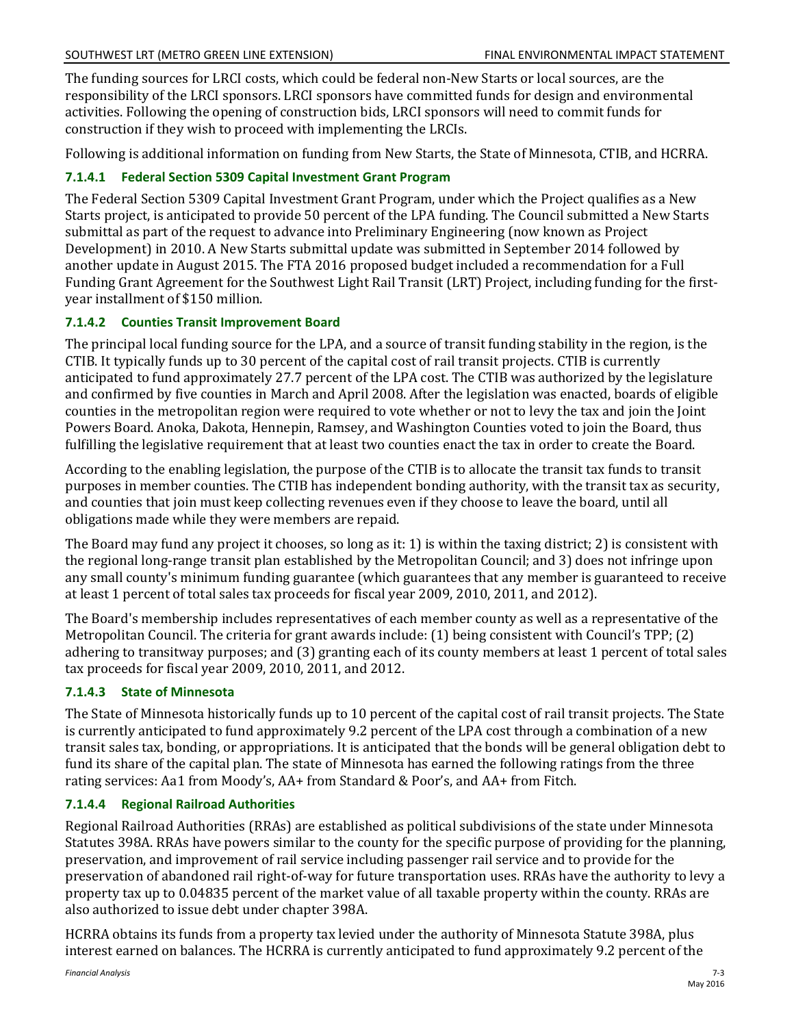The funding sources for LRCI costs, which could be federal non-New Starts or local sources, are the responsibility of the LRCI sponsors. LRCI sponsors have committed funds for design and environmental activities. Following the opening of construction bids, LRCI sponsors will need to commit funds for construction if they wish to proceed with implementing the LRCIs.

Following is additional information on funding from New Starts, the State of Minnesota, CTIB, and HCRRA.

#### 7.1.4.1 Federal Section 5309 Capital Investment Grant Program

The Federal Section 5309 Capital Investment Grant Program, under which the Project qualifies as a New Starts project, is anticipated to provide 50 percent of the LPA funding. The Council submitted a New Starts submittal as part of the request to advance into Preliminary Engineering (now known as Project Development) in 2010. A New Starts submittal update was submitted in September 2014 followed by another update in August 2015. The FTA 2016 proposed budget included a recommendation for a Full Funding Grant Agreement for the Southwest Light Rail Transit (LRT) Project, including funding for the first-year installment of $150 million.

#### 7.1.4.2 Counties Transit Improvement Board

The principal local funding source for the LPA, and a source of transit funding stability in the region, is the CTIB. It typically funds up to 30 percent of the capital cost of rail transit projects. CTIB is currently anticipated to fund approximately 27.7 percent of the LPA cost. The CTIB was authorized by the legislature and confirmed by five counties in March and April 2008. After the legislation was enacted, boards of eligible counties in the metropolitan region were required to vote whether or not to levy the tax and join the Joint Powers Board. Anoka, Dakota, Hennepin, Ramsey, and Washington Counties voted to join the Board, thus fulfilling the legislative requirement that at least two counties enact the tax in order to create the Board.

According to the enabling legislation, the purpose of the CTIB is to allocate the transit tax funds to transit purposes in member counties. The CTIB has independent bonding authority, with the transit tax as security, and counties that join must keep collecting revenues even if they choose to leave the board, until all obligations made while they were members are repaid.

The Board may fund any project it chooses, so long as it: 1) is within the taxing district; 2) is consistent with the regional long-range transit plan established by the Metropolitan Council; and 3) does not infringe upon any small county's minimum funding guarantee (which guarantees that any member is guaranteed to receive at least 1 percent of total sales tax proceeds for fiscal year 2009, 2010, 2011, and 2012).

The Board's membership includes representatives of each member county as well as a representative of the Metropolitan Council. The criteria for grant awards include: (1) being consistent with Council's TPP; (2) adhering to transitway purposes; and (3) granting each of its county members at least 1 percent of total sales tax proceeds for fiscal year 2009, 2010, 2011, and 2012.

#### 7.1.4.3 State of Minnesota

The State of Minnesota historically funds up to 10 percent of the capital cost of rail transit projects. The State is currently anticipated to fund approximately 9.2 percent of the LPA cost through a combination of a new transit sales tax, bonding, or appropriations. It is anticipated that the bonds will be general obligation debt to fund its share of the capital plan. The state of Minnesota has earned the following ratings from the three rating services: Aa1 from Moody's, AA+ from Standard & Poor's, and AA+ from Fitch.

#### 7.1.4.4 Regional Railroad Authorities

Regional Railroad Authorities (RRAs) are established as political subdivisions of the state under Minnesota Statutes 398A. RRAs have powers similar to the county for the specific purpose of providing for the planning, preservation, and improvement of rail service including passenger rail service and to provide for the preservation of abandoned rail right-of-way for future transportation uses. RRAs have the authority to levy a property tax up to 0.04835 percent of the market value of all taxable property within the county. RRAs are also authorized to issue debt under chapter 398A.

HCRRA obtains its funds from a property tax levied under the authority of Minnesota Statute 398A, plus interest earned on balances. The HCRRA is currently anticipated to fund approximately 9.2 percent of the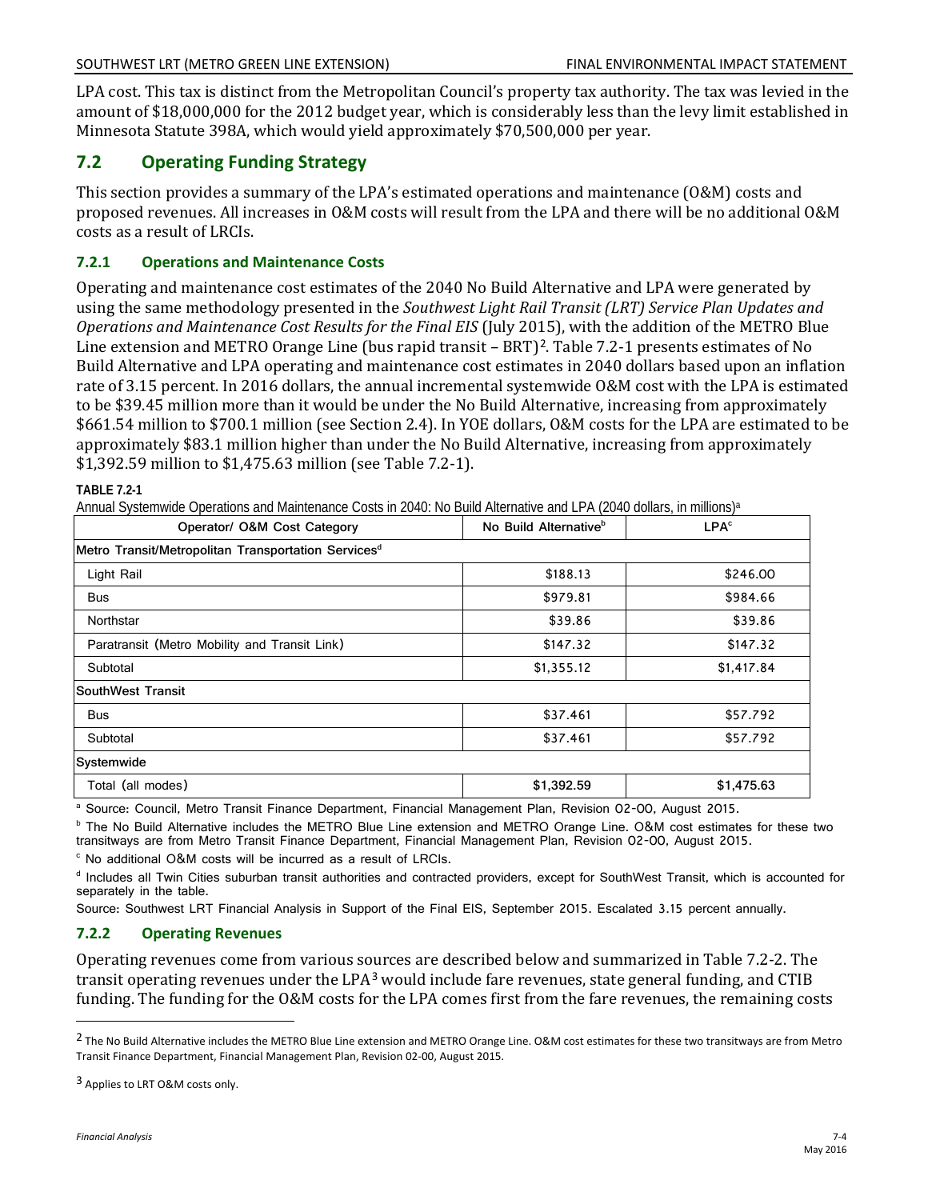LPA cost. This tax is distinct from the Metropolitan Council's property tax authority. The tax was levied in the amount of $18,000,000 for the 2012 budget year, which is considerably less than the levy limit established in Minnesota Statute 398A, which would yield approximately $70,500,000 per year.

## 7.2 Operating Funding Strategy

This section provides a summary of the LPA's estimated operations and maintenance (O&M) costs and proposed revenues. All increases in O&M costs will result from the LPA and there will be no additional O&M costs as a result of LRCIs.

### 7.2.1 Operations and Maintenance Costs

Operating and maintenance cost estimates of the 2040 No Build Alternative and LPA were generated by using the same methodology presented in the *Southwest Light Rail Transit (LRT) Service Plan Updates and Operations and Maintenance Cost Results for the Final EIS* (July 2015), with the addition of the METRO Blue Line extension and METRO Orange Line (bus rapid transit – BRT)[2]. Table 7.2-1 presents estimates of No Build Alternative and LPA operating and maintenance cost estimates in 2040 dollars based upon an inflation rate of 3.15 percent. In 2016 dollars, the annual incremental systemwide O&M cost with the LPA is estimated to be $39.45 million more than it would be under the No Build Alternative, increasing from approximately $661.54 million to $700.1 million (see Section 2.4). In YOE dollars, O&M costs for the LPA are estimated to be approximately $83.1 million higher than under the No Build Alternative, increasing from approximately $1,392.59 million to $1,475.63 million (see Table 7.2-1).

**TABLE 7.2-1**

Annual Systemwide Operations and Maintenance Costs in 2040: No Build Alternative and LPA (2040 dollars, in millions)[a]

| Operator/ O&M Cost Category | No Build Alternative[b] | LPA[c] |
|---|---|---|
| **Metro Transit/Metropolitan Transportation Services[d]** | | |
| Light Rail | $188.13 | $246.00 |
| Bus | $979.81 | $984.66 |
| Northstar | $39.86 | $39.86 |
| Paratransit (Metro Mobility and Transit Link) | $147.32 | $147.32 |
| Subtotal | $1,355.12 | $1,417.84 |
| **SouthWest Transit** | | |
| Bus | $37.461 | $57.792 |
| Subtotal | $37.461 | $57.792 |
| **Systemwide** | | |
| Total (all modes) | **$1,392.59** | **$1,475.63** |

[a] Source: Council, Metro Transit Finance Department, Financial Management Plan, Revision 02-00, August 2015.

[b] The No Build Alternative includes the METRO Blue Line extension and METRO Orange Line. O&M cost estimates for these two transitways are from Metro Transit Finance Department, Financial Management Plan, Revision 02-00, August 2015.

[c] No additional O&M costs will be incurred as a result of LRCIs.

[d] Includes all Twin Cities suburban transit authorities and contracted providers, except for SouthWest Transit, which is accounted for separately in the table.

Source: Southwest LRT Financial Analysis in Support of the Final EIS, September 2015. Escalated 3.15 percent annually.

### 7.2.2 Operating Revenues

Operating revenues come from various sources are described below and summarized in Table 7.2-2. The transit operating revenues under the LPA[3] would include fare revenues, state general funding, and CTIB funding. The funding for the O&M costs for the LPA comes first from the fare revenues, the remaining costs

---

[2] The No Build Alternative includes the METRO Blue Line extension and METRO Orange Line. O&M cost estimates for these two transitways are from Metro Transit Finance Department, Financial Management Plan, Revision 02-00, August 2015.

[3] Applies to LRT O&M costs only.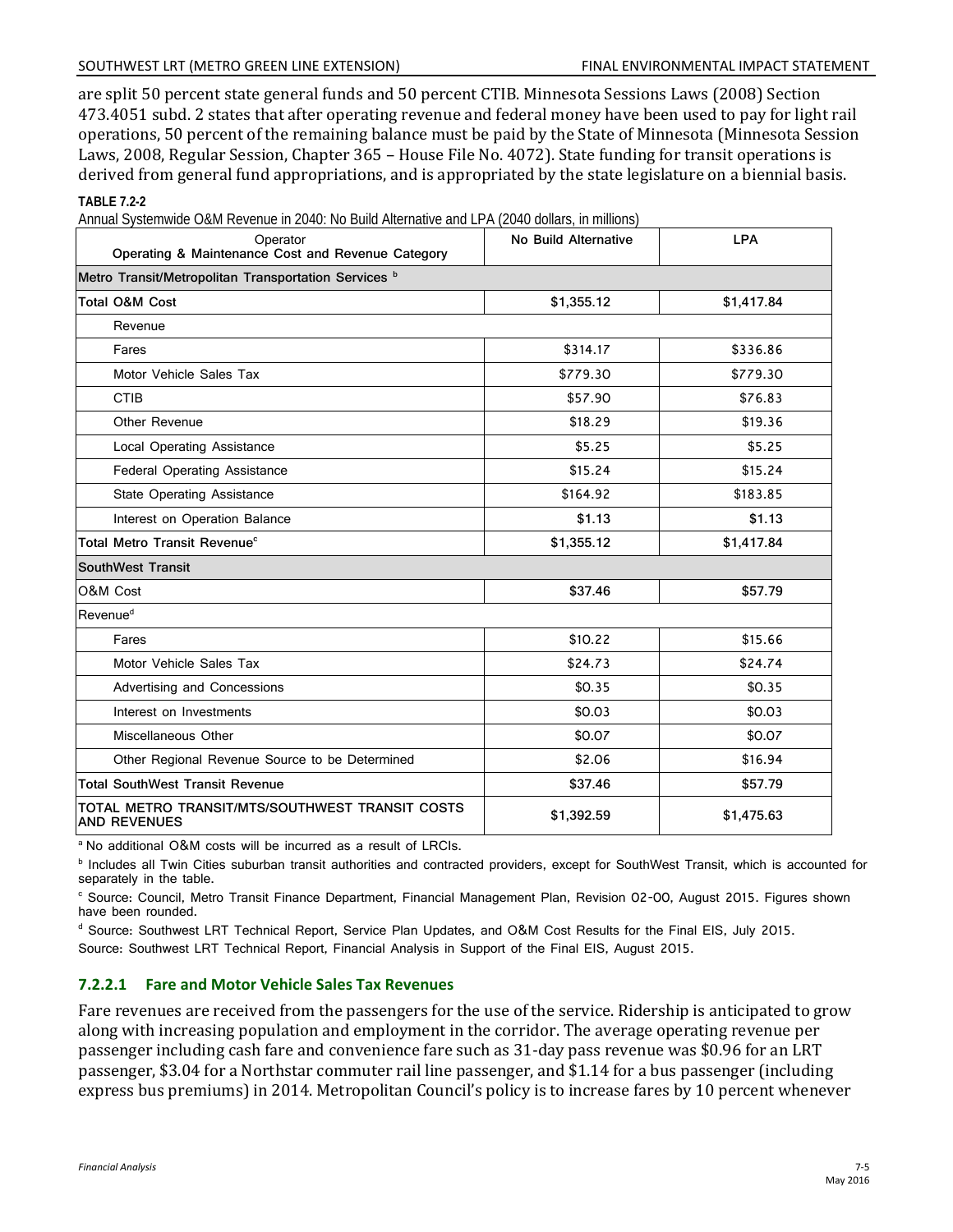are split 50 percent state general funds and 50 percent CTIB. Minnesota Sessions Laws (2008) Section 473.4051 subd. 2 states that after operating revenue and federal money have been used to pay for light rail operations, 50 percent of the remaining balance must be paid by the State of Minnesota (Minnesota Session Laws, 2008, Regular Session, Chapter 365 – House File No. 4072). State funding for transit operations is derived from general fund appropriations, and is appropriated by the state legislature on a biennial basis.

**TABLE 7.2-2**

Annual Systemwide O&M Revenue in 2040: No Build Alternative and LPA (2040 dollars, in millions)

| Operator<br>Operating & Maintenance Cost and Revenue Category | No Build Alternative | LPA |
|---|---|---|
| **Metro Transit/Metropolitan Transportation Services** [b] | | |
| **Total O&M Cost** | **$1,355.12** | **$1,417.84** |
| Revenue | | |
| Fares | $314.17 | $336.86 |
| Motor Vehicle Sales Tax | $779.30 | $779.30 |
| CTIB | $57.90 | $76.83 |
| Other Revenue | $18.29 | $19.36 |
| Local Operating Assistance | $5.25 | $5.25 |
| Federal Operating Assistance | $15.24 | $15.24 |
| State Operating Assistance | $164.92 | $183.85 |
| Interest on Operation Balance | $1.13 | $1.13 |
| **Total Metro Transit Revenue**[c] | **$1,355.12** | **$1,417.84** |
| **SouthWest Transit** | | |
| O&M Cost | **$37.46** | **$57.79** |
| Revenue[d] | | |
| Fares | $10.22 | $15.66 |
| Motor Vehicle Sales Tax | $24.73 | $24.74 |
| Advertising and Concessions | $0.35 | $0.35 |
| Interest on Investments | $0.03 | $0.03 |
| Miscellaneous Other | $0.07 | $0.07 |
| Other Regional Revenue Source to be Determined | $2.06 | $16.94 |
| **Total SouthWest Transit Revenue** | **$37.46** | **$57.79** |
| **TOTAL METRO TRANSIT/MTS/SOUTHWEST TRANSIT COSTS AND REVENUES** | **$1,392.59** | **$1,475.63** |

[a] No additional O&M costs will be incurred as a result of LRCIs.

[b] Includes all Twin Cities suburban transit authorities and contracted providers, except for SouthWest Transit, which is accounted for separately in the table.

[c] Source: Council, Metro Transit Finance Department, Financial Management Plan, Revision 02-00, August 2015. Figures shown have been rounded.

[d] Source: Southwest LRT Technical Report, Service Plan Updates, and O&M Cost Results for the Final EIS, July 2015.

Source: Southwest LRT Technical Report, Financial Analysis in Support of the Final EIS, August 2015.

#### 7.2.2.1 Fare and Motor Vehicle Sales Tax Revenues

Fare revenues are received from the passengers for the use of the service. Ridership is anticipated to grow along with increasing population and employment in the corridor. The average operating revenue per passenger including cash fare and convenience fare such as 31-day pass revenue was $0.96 for an LRT passenger, $3.04 for a Northstar commuter rail line passenger, and $1.14 for a bus passenger (including express bus premiums) in 2014. Metropolitan Council's policy is to increase fares by 10 percent whenever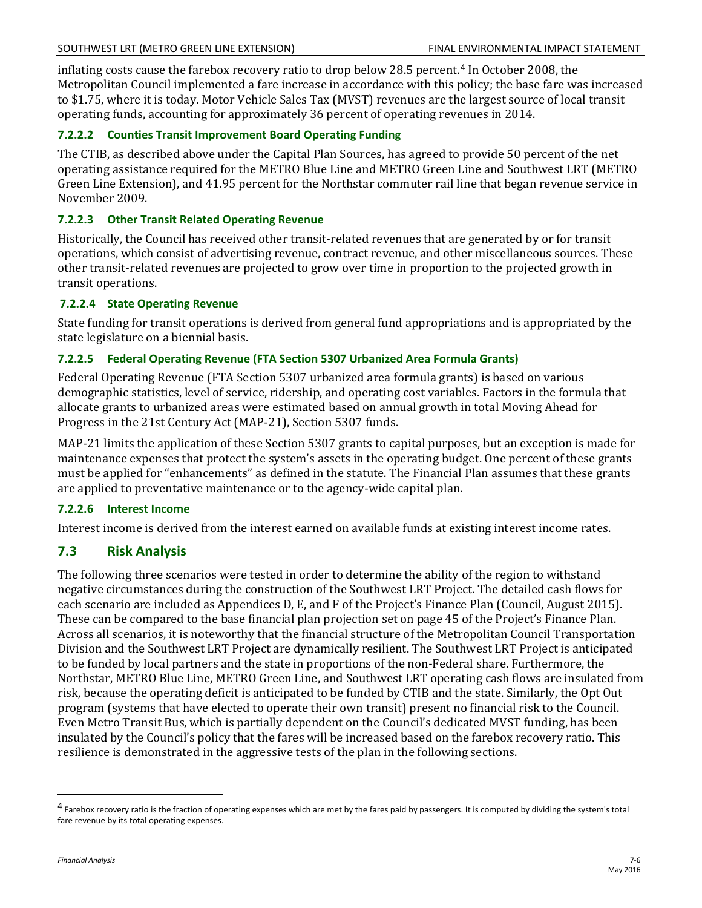inflating costs cause the farebox recovery ratio to drop below 28.5 percent.[4] In October 2008, the Metropolitan Council implemented a fare increase in accordance with this policy; the base fare was increased to $1.75, where it is today. Motor Vehicle Sales Tax (MVST) revenues are the largest source of local transit operating funds, accounting for approximately 36 percent of operating revenues in 2014.

#### 7.2.2.2 Counties Transit Improvement Board Operating Funding

The CTIB, as described above under the Capital Plan Sources, has agreed to provide 50 percent of the net operating assistance required for the METRO Blue Line and METRO Green Line and Southwest LRT (METRO Green Line Extension), and 41.95 percent for the Northstar commuter rail line that began revenue service in November 2009.

#### 7.2.2.3 Other Transit Related Operating Revenue

Historically, the Council has received other transit-related revenues that are generated by or for transit operations, which consist of advertising revenue, contract revenue, and other miscellaneous sources. These other transit-related revenues are projected to grow over time in proportion to the projected growth in transit operations.

#### 7.2.2.4 State Operating Revenue

State funding for transit operations is derived from general fund appropriations and is appropriated by the state legislature on a biennial basis.

#### 7.2.2.5 Federal Operating Revenue (FTA Section 5307 Urbanized Area Formula Grants)

Federal Operating Revenue (FTA Section 5307 urbanized area formula grants) is based on various demographic statistics, level of service, ridership, and operating cost variables. Factors in the formula that allocate grants to urbanized areas were estimated based on annual growth in total Moving Ahead for Progress in the 21st Century Act (MAP-21), Section 5307 funds.

MAP-21 limits the application of these Section 5307 grants to capital purposes, but an exception is made for maintenance expenses that protect the system's assets in the operating budget. One percent of these grants must be applied for "enhancements" as defined in the statute. The Financial Plan assumes that these grants are applied to preventative maintenance or to the agency-wide capital plan.

#### 7.2.2.6 Interest Income

Interest income is derived from the interest earned on available funds at existing interest income rates.

## 7.3 Risk Analysis

The following three scenarios were tested in order to determine the ability of the region to withstand negative circumstances during the construction of the Southwest LRT Project. The detailed cash flows for each scenario are included as Appendices D, E, and F of the Project's Finance Plan (Council, August 2015). These can be compared to the base financial plan projection set on page 45 of the Project's Finance Plan. Across all scenarios, it is noteworthy that the financial structure of the Metropolitan Council Transportation Division and the Southwest LRT Project are dynamically resilient. The Southwest LRT Project is anticipated to be funded by local partners and the state in proportions of the non-Federal share. Furthermore, the Northstar, METRO Blue Line, METRO Green Line, and Southwest LRT operating cash flows are insulated from risk, because the operating deficit is anticipated to be funded by CTIB and the state. Similarly, the Opt Out program (systems that have elected to operate their own transit) present no financial risk to the Council. Even Metro Transit Bus, which is partially dependent on the Council's dedicated MVST funding, has been insulated by the Council's policy that the fares will be increased based on the farebox recovery ratio. This resilience is demonstrated in the aggressive tests of the plan in the following sections.

---

[4] Farebox recovery ratio is the fraction of operating expenses which are met by the fares paid by passengers. It is computed by dividing the system's total fare revenue by its total operating expenses.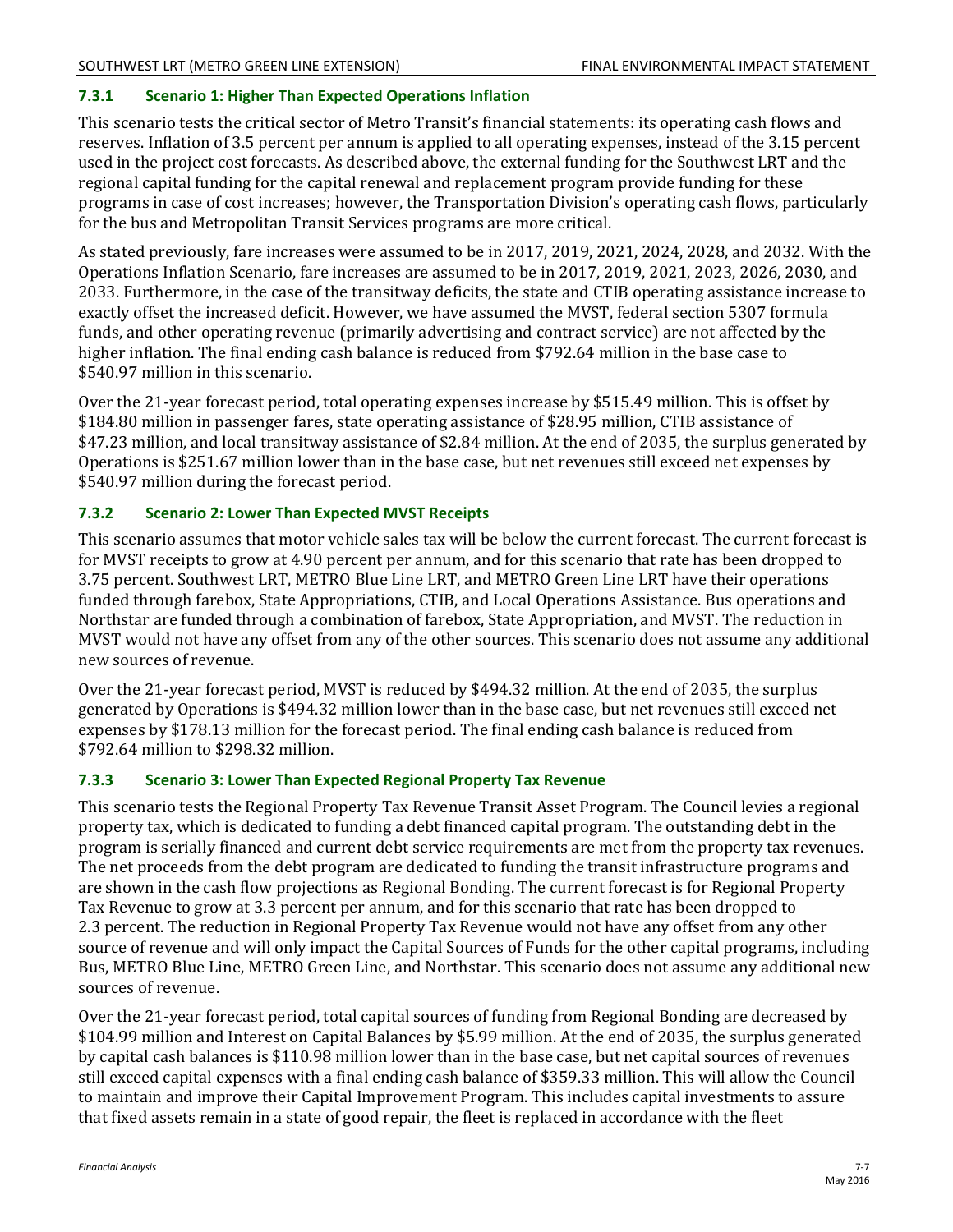### 7.3.1 Scenario 1: Higher Than Expected Operations Inflation

This scenario tests the critical sector of Metro Transit's financial statements: its operating cash flows and reserves. Inflation of 3.5 percent per annum is applied to all operating expenses, instead of the 3.15 percent used in the project cost forecasts. As described above, the external funding for the Southwest LRT and the regional capital funding for the capital renewal and replacement program provide funding for these programs in case of cost increases; however, the Transportation Division's operating cash flows, particularly for the bus and Metropolitan Transit Services programs are more critical.

As stated previously, fare increases were assumed to be in 2017, 2019, 2021, 2024, 2028, and 2032. With the Operations Inflation Scenario, fare increases are assumed to be in 2017, 2019, 2021, 2023, 2026, 2030, and 2033. Furthermore, in the case of the transitway deficits, the state and CTIB operating assistance increase to exactly offset the increased deficit. However, we have assumed the MVST, federal section 5307 formula funds, and other operating revenue (primarily advertising and contract service) are not affected by the higher inflation. The final ending cash balance is reduced from $792.64 million in the base case to $540.97 million in this scenario.

Over the 21-year forecast period, total operating expenses increase by $515.49 million. This is offset by $184.80 million in passenger fares, state operating assistance of $28.95 million, CTIB assistance of $47.23 million, and local transitway assistance of $2.84 million. At the end of 2035, the surplus generated by Operations is $251.67 million lower than in the base case, but net revenues still exceed net expenses by $540.97 million during the forecast period.

### 7.3.2 Scenario 2: Lower Than Expected MVST Receipts

This scenario assumes that motor vehicle sales tax will be below the current forecast. The current forecast is for MVST receipts to grow at 4.90 percent per annum, and for this scenario that rate has been dropped to 3.75 percent. Southwest LRT, METRO Blue Line LRT, and METRO Green Line LRT have their operations funded through farebox, State Appropriations, CTIB, and Local Operations Assistance. Bus operations and Northstar are funded through a combination of farebox, State Appropriation, and MVST. The reduction in MVST would not have any offset from any of the other sources. This scenario does not assume any additional new sources of revenue.

Over the 21-year forecast period, MVST is reduced by $494.32 million. At the end of 2035, the surplus generated by Operations is $494.32 million lower than in the base case, but net revenues still exceed net expenses by $178.13 million for the forecast period. The final ending cash balance is reduced from $792.64 million to $298.32 million.

### 7.3.3 Scenario 3: Lower Than Expected Regional Property Tax Revenue

This scenario tests the Regional Property Tax Revenue Transit Asset Program. The Council levies a regional property tax, which is dedicated to funding a debt financed capital program. The outstanding debt in the program is serially financed and current debt service requirements are met from the property tax revenues. The net proceeds from the debt program are dedicated to funding the transit infrastructure programs and are shown in the cash flow projections as Regional Bonding. The current forecast is for Regional Property Tax Revenue to grow at 3.3 percent per annum, and for this scenario that rate has been dropped to 2.3 percent. The reduction in Regional Property Tax Revenue would not have any offset from any other source of revenue and will only impact the Capital Sources of Funds for the other capital programs, including Bus, METRO Blue Line, METRO Green Line, and Northstar. This scenario does not assume any additional new sources of revenue.

Over the 21-year forecast period, total capital sources of funding from Regional Bonding are decreased by $104.99 million and Interest on Capital Balances by $5.99 million. At the end of 2035, the surplus generated by capital cash balances is $110.98 million lower than in the base case, but net capital sources of revenues still exceed capital expenses with a final ending cash balance of $359.33 million. This will allow the Council to maintain and improve their Capital Improvement Program. This includes capital investments to assure that fixed assets remain in a state of good repair, the fleet is replaced in accordance with the fleet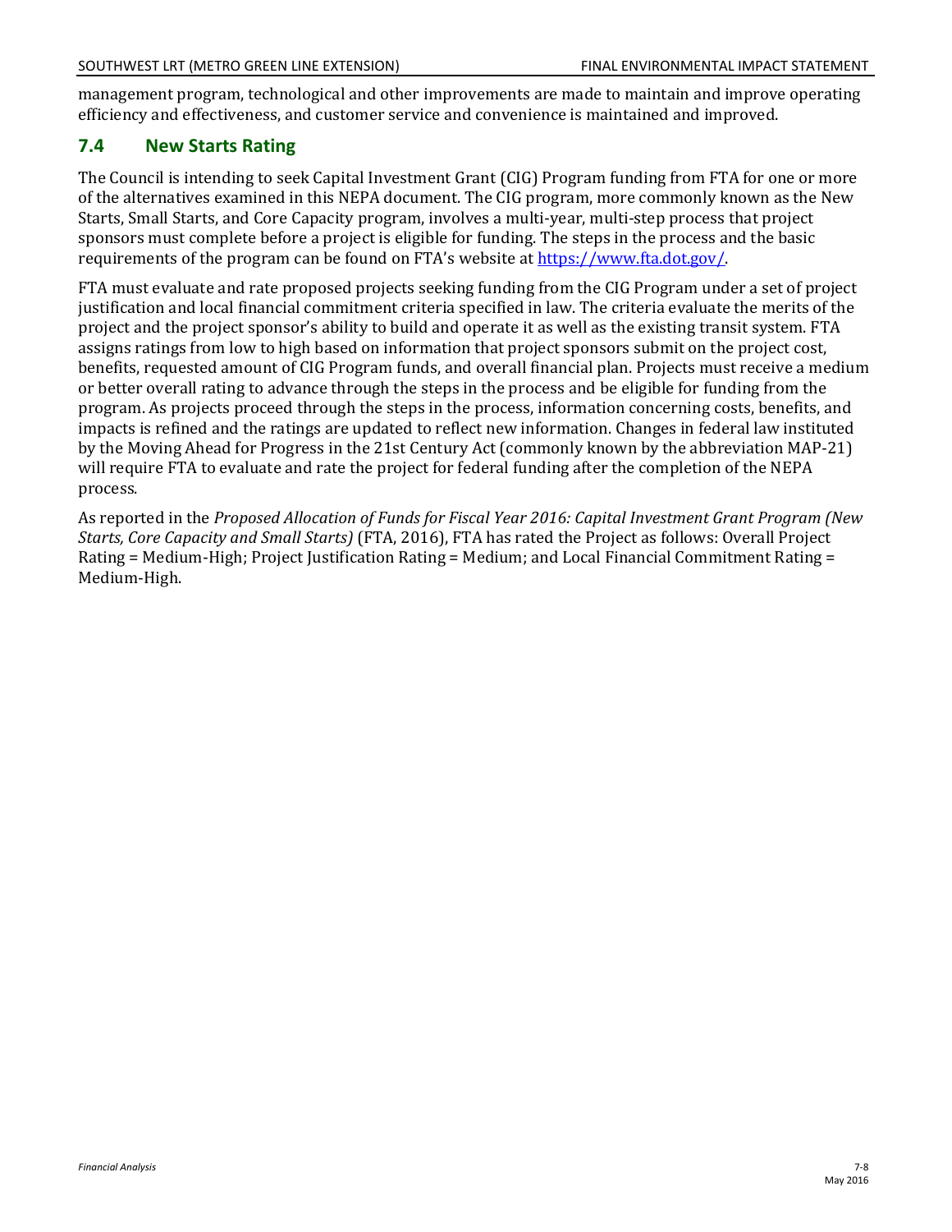management program, technological and other improvements are made to maintain and improve operating efficiency and effectiveness, and customer service and convenience is maintained and improved.

## 7.4 New Starts Rating

The Council is intending to seek Capital Investment Grant (CIG) Program funding from FTA for one or more of the alternatives examined in this NEPA document. The CIG program, more commonly known as the New Starts, Small Starts, and Core Capacity program, involves a multi-year, multi-step process that project sponsors must complete before a project is eligible for funding. The steps in the process and the basic requirements of the program can be found on FTA's website at https://www.fta.dot.gov/.

FTA must evaluate and rate proposed projects seeking funding from the CIG Program under a set of project justification and local financial commitment criteria specified in law. The criteria evaluate the merits of the project and the project sponsor's ability to build and operate it as well as the existing transit system. FTA assigns ratings from low to high based on information that project sponsors submit on the project cost, benefits, requested amount of CIG Program funds, and overall financial plan. Projects must receive a medium or better overall rating to advance through the steps in the process and be eligible for funding from the program. As projects proceed through the steps in the process, information concerning costs, benefits, and impacts is refined and the ratings are updated to reflect new information. Changes in federal law instituted by the Moving Ahead for Progress in the 21st Century Act (commonly known by the abbreviation MAP-21) will require FTA to evaluate and rate the project for federal funding after the completion of the NEPA process.

As reported in the *Proposed Allocation of Funds for Fiscal Year 2016: Capital Investment Grant Program (New Starts, Core Capacity and Small Starts)* (FTA, 2016), FTA has rated the Project as follows: Overall Project Rating = Medium-High; Project Justification Rating = Medium; and Local Financial Commitment Rating = Medium-High.